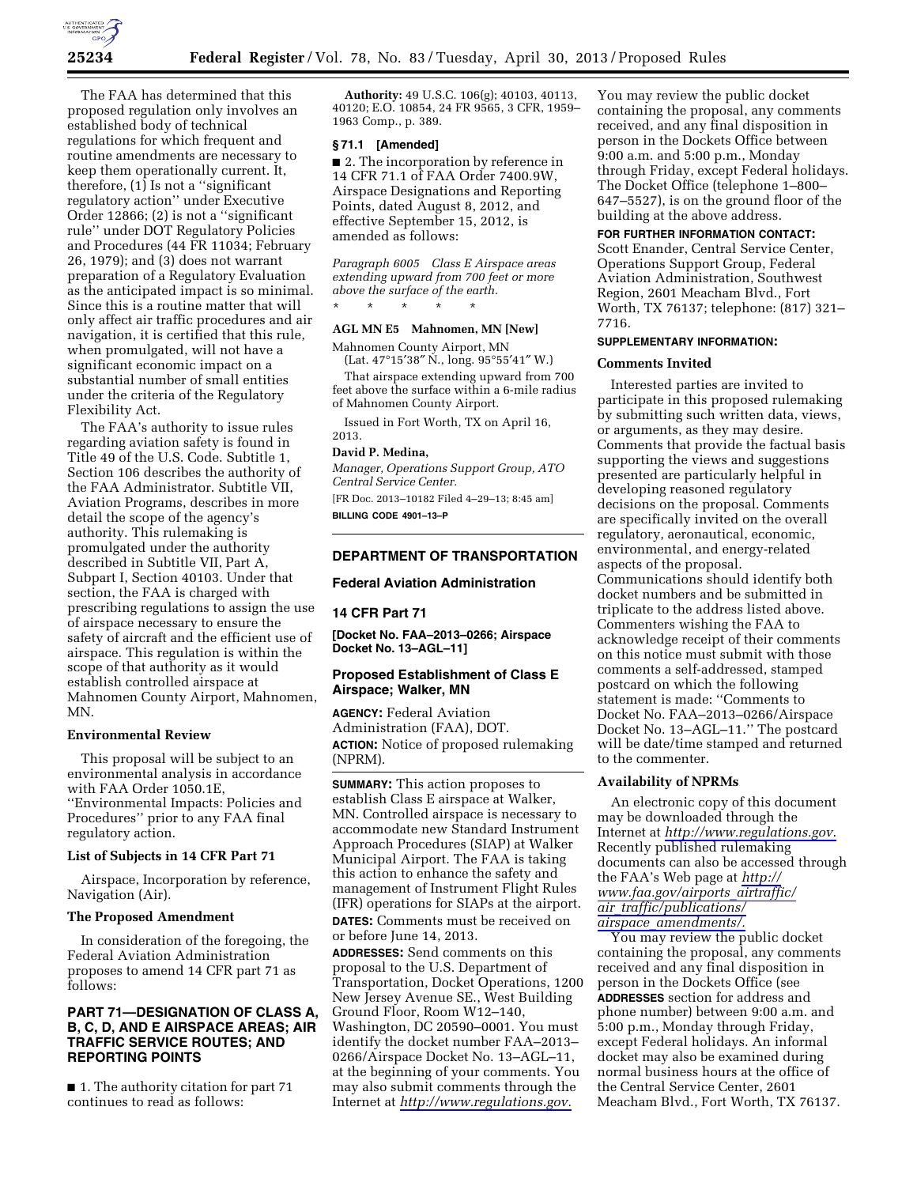The FAA has determined that this proposed regulation only involves an established body of technical regulations for which frequent and routine amendments are necessary to keep them operationally current. It, therefore, (1) Is not a ''significant regulatory action'' under Executive Order 12866; (2) is not a ''significant rule'' under DOT Regulatory Policies and Procedures (44 FR 11034; February 26, 1979); and (3) does not warrant preparation of a Regulatory Evaluation as the anticipated impact is so minimal. Since this is a routine matter that will only affect air traffic procedures and air navigation, it is certified that this rule, when promulgated, will not have a significant economic impact on a substantial number of small entities under the criteria of the Regulatory Flexibility Act.

The FAA's authority to issue rules regarding aviation safety is found in Title 49 of the U.S. Code. Subtitle 1, Section 106 describes the authority of the FAA Administrator. Subtitle VII, Aviation Programs, describes in more detail the scope of the agency's authority. This rulemaking is promulgated under the authority described in Subtitle VII, Part A, Subpart I, Section 40103. Under that section, the FAA is charged with prescribing regulations to assign the use of airspace necessary to ensure the safety of aircraft and the efficient use of airspace. This regulation is within the scope of that authority as it would establish controlled airspace at Mahnomen County Airport, Mahnomen, MN.

### Environmental Review

This proposal will be subject to an environmental analysis in accordance with FAA Order 1050.1E, ''Environmental Impacts: Policies and Procedures'' prior to any FAA final regulatory action.

### List of Subjects in 14 CFR Part 71

Airspace, Incorporation by reference, Navigation (Air).

### The Proposed Amendment

In consideration of the foregoing, the Federal Aviation Administration proposes to amend 14 CFR part 71 as follows:

## PART 71—DESIGNATION OF CLASS A, B, C, D, AND E AIRSPACE AREAS; AIR TRAFFIC SERVICE ROUTES; AND REPORTING POINTS

■ 1. The authority citation for part 71 continues to read as follows:

**Authority:** 49 U.S.C. 106(g); 40103, 40113, 40120; E.O. 10854, 24 FR 9565, 3 CFR, 1959–1963 Comp., p. 389.

### § 71.1 [Amended]

■ 2. The incorporation by reference in 14 CFR 71.1 of FAA Order 7400.9W, Airspace Designations and Reporting Points, dated August 8, 2012, and effective September 15, 2012, is amended as follows:

*Paragraph 6005 Class E Airspace areas extending upward from 700 feet or more above the surface of the earth.*

\* \* \* \* \*

**AGL MN E5 Mahnomen, MN [New]**

Mahnomen County Airport, MN
(Lat. 47°15′38″ N., long. 95°55′41″ W.)

That airspace extending upward from 700 feet above the surface within a 6-mile radius of Mahnomen County Airport.

Issued in Fort Worth, TX on April 16, 2013.

**David P. Medina,**

*Manager, Operations Support Group, ATO Central Service Center.*

[FR Doc. 2013–10182 Filed 4–29–13; 8:45 am]

**BILLING CODE 4901–13–P**

## DEPARTMENT OF TRANSPORTATION

## Federal Aviation Administration

## 14 CFR Part 71

**[Docket No. FAA–2013–0266; Airspace Docket No. 13–AGL–11]**

## Proposed Establishment of Class E Airspace; Walker, MN

**AGENCY:** Federal Aviation Administration (FAA), DOT.

**ACTION:** Notice of proposed rulemaking (NPRM).

**SUMMARY:** This action proposes to establish Class E airspace at Walker, MN. Controlled airspace is necessary to accommodate new Standard Instrument Approach Procedures (SIAP) at Walker Municipal Airport. The FAA is taking this action to enhance the safety and management of Instrument Flight Rules (IFR) operations for SIAPs at the airport.

**DATES:** Comments must be received on or before June 14, 2013.

**ADDRESSES:** Send comments on this proposal to the U.S. Department of Transportation, Docket Operations, 1200 New Jersey Avenue SE., West Building Ground Floor, Room W12–140, Washington, DC 20590–0001. You must identify the docket number FAA–2013–0266/Airspace Docket No. 13–AGL–11, at the beginning of your comments. You may also submit comments through the Internet at *http://www.regulations.gov*.

You may review the public docket containing the proposal, any comments received, and any final disposition in person in the Dockets Office between 9:00 a.m. and 5:00 p.m., Monday through Friday, except Federal holidays. The Docket Office (telephone 1–800–647–5527), is on the ground floor of the building at the above address.

**FOR FURTHER INFORMATION CONTACT:** Scott Enander, Central Service Center, Operations Support Group, Federal Aviation Administration, Southwest Region, 2601 Meacham Blvd., Fort Worth, TX 76137; telephone: (817) 321–7716.

**SUPPLEMENTARY INFORMATION:**

### Comments Invited

Interested parties are invited to participate in this proposed rulemaking by submitting such written data, views, or arguments, as they may desire. Comments that provide the factual basis supporting the views and suggestions presented are particularly helpful in developing reasoned regulatory decisions on the proposal. Comments are specifically invited on the overall regulatory, aeronautical, economic, environmental, and energy-related aspects of the proposal. Communications should identify both docket numbers and be submitted in triplicate to the address listed above. Commenters wishing the FAA to acknowledge receipt of their comments on this notice must submit with those comments a self-addressed, stamped postcard on which the following statement is made: ''Comments to Docket No. FAA–2013–0266/Airspace Docket No. 13–AGL–11.'' The postcard will be date/time stamped and returned to the commenter.

### Availability of NPRMs

An electronic copy of this document may be downloaded through the Internet at *http://www.regulations.gov*. Recently published rulemaking documents can also be accessed through the FAA's Web page at *http://www.faa.gov/airports_airtraffic/air_traffic/publications/airspace_amendments/*.

You may review the public docket containing the proposal, any comments received and any final disposition in person in the Dockets Office (see **ADDRESSES** section for address and phone number) between 9:00 a.m. and 5:00 p.m., Monday through Friday, except Federal holidays. An informal docket may also be examined during normal business hours at the office of the Central Service Center, 2601 Meacham Blvd., Fort Worth, TX 76137.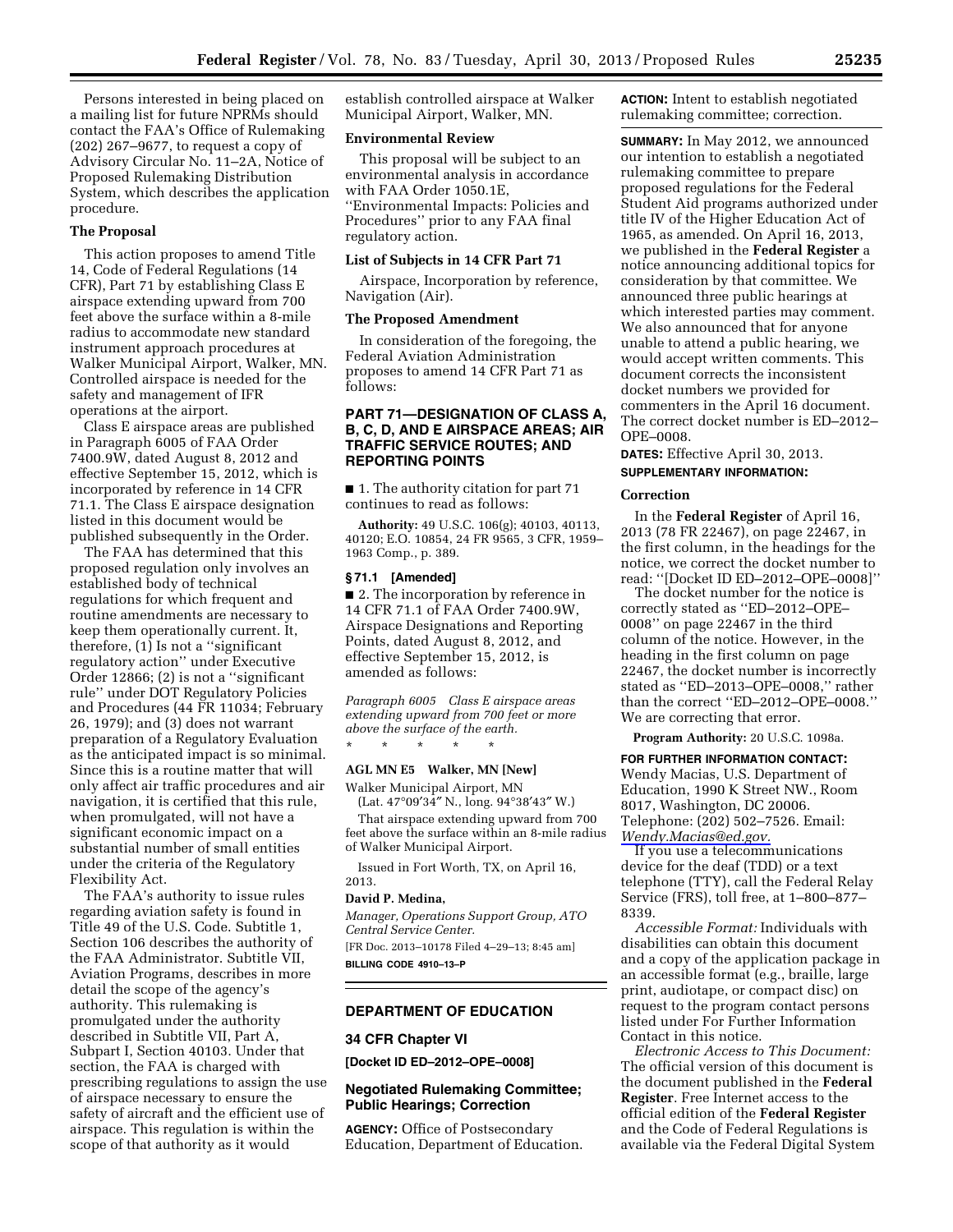Persons interested in being placed on a mailing list for future NPRMs should contact the FAA's Office of Rulemaking (202) 267–9677, to request a copy of Advisory Circular No. 11–2A, Notice of Proposed Rulemaking Distribution System, which describes the application procedure.

**The Proposal**

This action proposes to amend Title 14, Code of Federal Regulations (14 CFR), Part 71 by establishing Class E airspace extending upward from 700 feet above the surface within a 8-mile radius to accommodate new standard instrument approach procedures at Walker Municipal Airport, Walker, MN. Controlled airspace is needed for the safety and management of IFR operations at the airport.

Class E airspace areas are published in Paragraph 6005 of FAA Order 7400.9W, dated August 8, 2012 and effective September 15, 2012, which is incorporated by reference in 14 CFR 71.1. The Class E airspace designation listed in this document would be published subsequently in the Order.

The FAA has determined that this proposed regulation only involves an established body of technical regulations for which frequent and routine amendments are necessary to keep them operationally current. It, therefore, (1) Is not a ''significant regulatory action'' under Executive Order 12866; (2) is not a ''significant rule'' under DOT Regulatory Policies and Procedures (44 FR 11034; February 26, 1979); and (3) does not warrant preparation of a Regulatory Evaluation as the anticipated impact is so minimal. Since this is a routine matter that will only affect air traffic procedures and air navigation, it is certified that this rule, when promulgated, will not have a significant economic impact on a substantial number of small entities under the criteria of the Regulatory Flexibility Act.

The FAA's authority to issue rules regarding aviation safety is found in Title 49 of the U.S. Code. Subtitle 1, Section 106 describes the authority of the FAA Administrator. Subtitle VII, Aviation Programs, describes in more detail the scope of the agency's authority. This rulemaking is promulgated under the authority described in Subtitle VII, Part A, Subpart I, Section 40103. Under that section, the FAA is charged with prescribing regulations to assign the use of airspace necessary to ensure the safety of aircraft and the efficient use of airspace. This regulation is within the scope of that authority as it would establish controlled airspace at Walker Municipal Airport, Walker, MN.

**Environmental Review**

This proposal will be subject to an environmental analysis in accordance with FAA Order 1050.1E, ''Environmental Impacts: Policies and Procedures'' prior to any FAA final regulatory action.

**List of Subjects in 14 CFR Part 71**

Airspace, Incorporation by reference, Navigation (Air).

**The Proposed Amendment**

In consideration of the foregoing, the Federal Aviation Administration proposes to amend 14 CFR Part 71 as follows:

### PART 71—DESIGNATION OF CLASS A, B, C, D, AND E AIRSPACE AREAS; AIR TRAFFIC SERVICE ROUTES; AND REPORTING POINTS

■ 1. The authority citation for part 71 continues to read as follows:

**Authority:** 49 U.S.C. 106(g); 40103, 40113, 40120; E.O. 10854, 24 FR 9565, 3 CFR, 1959–1963 Comp., p. 389.

**§ 71.1 [Amended]**

■ 2. The incorporation by reference in 14 CFR 71.1 of FAA Order 7400.9W, Airspace Designations and Reporting Points, dated August 8, 2012, and effective September 15, 2012, is amended as follows:

*Paragraph 6005 Class E airspace areas extending upward from 700 feet or more above the surface of the earth.*

\* \* \* \* \*

**AGL MN E5 Walker, MN [New]**

Walker Municipal Airport, MN

(Lat. 47°09′34″ N., long. 94°38′43″ W.)

That airspace extending upward from 700 feet above the surface within an 8-mile radius of Walker Municipal Airport.

Issued in Fort Worth, TX, on April 16, 2013.

**David P. Medina,**

*Manager, Operations Support Group, ATO Central Service Center.*

[FR Doc. 2013–10178 Filed 4–29–13; 8:45 am]

**BILLING CODE 4910–13–P**

## DEPARTMENT OF EDUCATION

### 34 CFR Chapter VI

**[Docket ID ED–2012–OPE–0008]**

### Negotiated Rulemaking Committee; Public Hearings; Correction

**AGENCY:** Office of Postsecondary Education, Department of Education.

**ACTION:** Intent to establish negotiated rulemaking committee; correction.

**SUMMARY:** In May 2012, we announced our intention to establish a negotiated rulemaking committee to prepare proposed regulations for the Federal Student Aid programs authorized under title IV of the Higher Education Act of 1965, as amended. On April 16, 2013, we published in the **Federal Register** a notice announcing additional topics for consideration by that committee. We announced three public hearings at which interested parties may comment. We also announced that for anyone unable to attend a public hearing, we would accept written comments. This document corrects the inconsistent docket numbers we provided for commenters in the April 16 document. The correct docket number is ED–2012–OPE–0008.

**DATES:** Effective April 30, 2013.

**SUPPLEMENTARY INFORMATION:**

**Correction**

In the **Federal Register** of April 16, 2013 (78 FR 22467), on page 22467, in the first column, in the headings for the notice, we correct the docket number to read: ''[Docket ID ED–2012–OPE–0008]''

The docket number for the notice is correctly stated as ''ED–2012–OPE–0008'' on page 22467 in the third column of the notice. However, in the heading in the first column on page 22467, the docket number is incorrectly stated as ''ED–2013–OPE–0008,'' rather than the correct ''ED–2012–OPE–0008.'' We are correcting that error.

**Program Authority:** 20 U.S.C. 1098a.

**FOR FURTHER INFORMATION CONTACT:** Wendy Macias, U.S. Department of Education, 1990 K Street NW., Room 8017, Washington, DC 20006. Telephone: (202) 502–7526. Email: *Wendy.Macias@ed.gov.*

If you use a telecommunications device for the deaf (TDD) or a text telephone (TTY), call the Federal Relay Service (FRS), toll free, at 1–800–877–8339.

*Accessible Format:* Individuals with disabilities can obtain this document and a copy of the application package in an accessible format (e.g., braille, large print, audiotape, or compact disc) on request to the program contact persons listed under For Further Information Contact in this notice.

*Electronic Access to This Document:* The official version of this document is the document published in the **Federal Register**. Free Internet access to the official edition of the **Federal Register** and the Code of Federal Regulations is available via the Federal Digital System